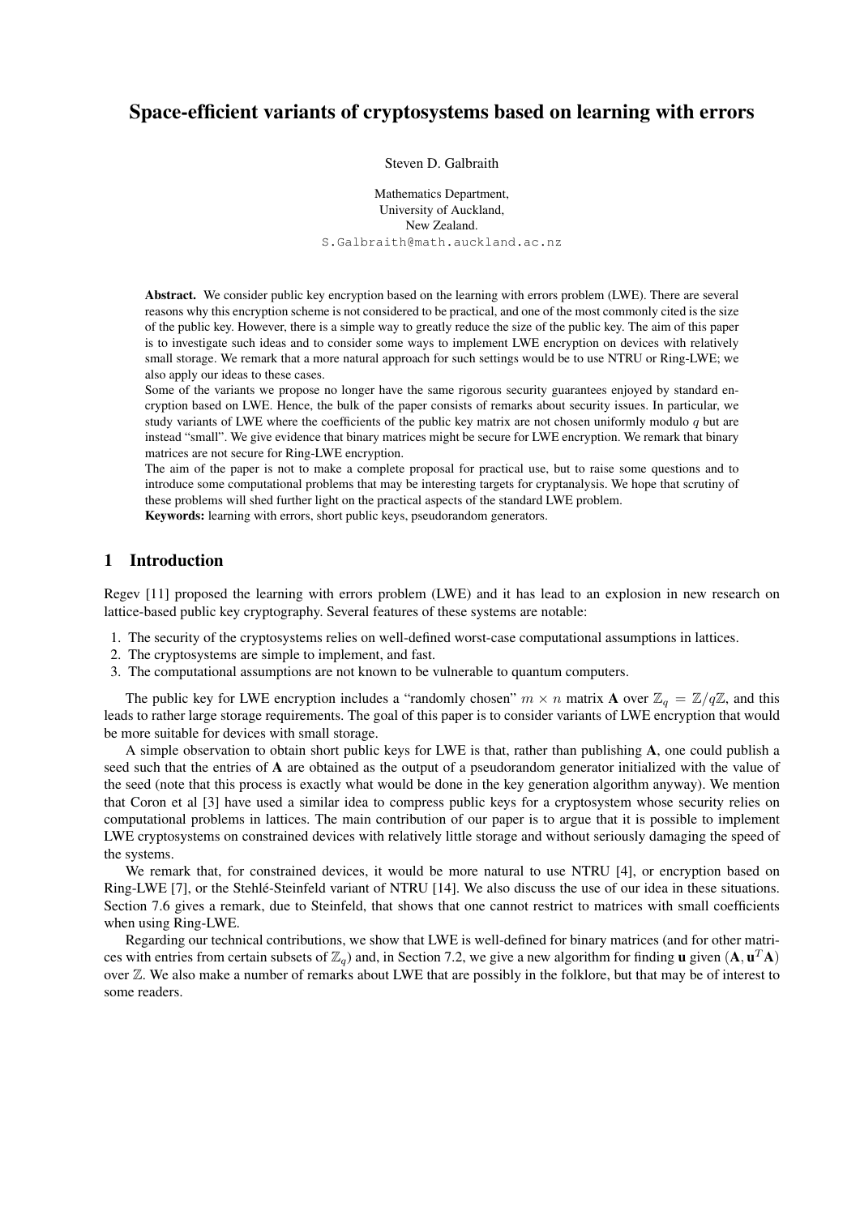# Space-efficient variants of cryptosystems based on learning with errors

Steven D. Galbraith

Mathematics Department,
University of Auckland,
New Zealand.
S.Galbraith@math.auckland.ac.nz

**Abstract.** We consider public key encryption based on the learning with errors problem (LWE). There are several reasons why this encryption scheme is not considered to be practical, and one of the most commonly cited is the size of the public key. However, there is a simple way to greatly reduce the size of the public key. The aim of this paper is to investigate such ideas and to consider some ways to implement LWE encryption on devices with relatively small storage. We remark that a more natural approach for such settings would be to use NTRU or Ring-LWE; we also apply our ideas to these cases.

Some of the variants we propose no longer have the same rigorous security guarantees enjoyed by standard encryption based on LWE. Hence, the bulk of the paper consists of remarks about security issues. In particular, we study variants of LWE where the coefficients of the public key matrix are not chosen uniformly modulo $q$ but are instead "small". We give evidence that binary matrices might be secure for LWE encryption. We remark that binary matrices are not secure for Ring-LWE encryption.

The aim of the paper is not to make a complete proposal for practical use, but to raise some questions and to introduce some computational problems that may be interesting targets for cryptanalysis. We hope that scrutiny of these problems will shed further light on the practical aspects of the standard LWE problem.

**Keywords:** learning with errors, short public keys, pseudorandom generators.

## 1 Introduction

Regev [11] proposed the learning with errors problem (LWE) and it has lead to an explosion in new research on lattice-based public key cryptography. Several features of these systems are notable:

1. The security of the cryptosystems relies on well-defined worst-case computational assumptions in lattices.
2. The cryptosystems are simple to implement, and fast.
3. The computational assumptions are not known to be vulnerable to quantum computers.

The public key for LWE encryption includes a "randomly chosen" $m \times n$ matrix $\mathbf{A}$ over $\mathbb{Z}_q = \mathbb{Z}/q\mathbb{Z}$, and this leads to rather large storage requirements. The goal of this paper is to consider variants of LWE encryption that would be more suitable for devices with small storage.

A simple observation to obtain short public keys for LWE is that, rather than publishing $\mathbf{A}$, one could publish a seed such that the entries of $\mathbf{A}$ are obtained as the output of a pseudorandom generator initialized with the value of the seed (note that this process is exactly what would be done in the key generation algorithm anyway). We mention that Coron et al [3] have used a similar idea to compress public keys for a cryptosystem whose security relies on computational problems in lattices. The main contribution of our paper is to argue that it is possible to implement LWE cryptosystems on constrained devices with relatively little storage and without seriously damaging the speed of the systems.

We remark that, for constrained devices, it would be more natural to use NTRU [4], or encryption based on Ring-LWE [7], or the Stehlé-Steinfeld variant of NTRU [14]. We also discuss the use of our idea in these situations. Section 7.6 gives a remark, due to Steinfeld, that shows that one cannot restrict to matrices with small coefficients when using Ring-LWE.

Regarding our technical contributions, we show that LWE is well-defined for binary matrices (and for other matrices with entries from certain subsets of $\mathbb{Z}_q$) and, in Section 7.2, we give a new algorithm for finding $\mathbf{u}$ given $(\mathbf{A}, \mathbf{u}^T\mathbf{A})$ over $\mathbb{Z}$. We also make a number of remarks about LWE that are possibly in the folklore, but that may be of interest to some readers.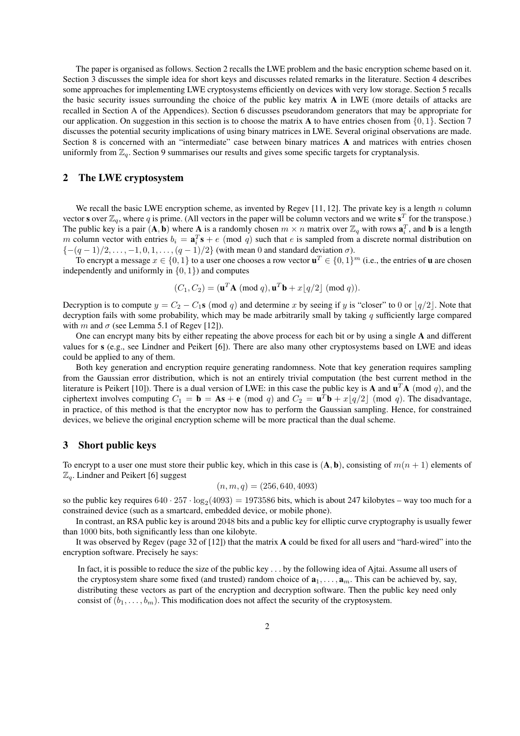The paper is organised as follows. Section 2 recalls the LWE problem and the basic encryption scheme based on it. Section 3 discusses the simple idea for short keys and discusses related remarks in the literature. Section 4 describes some approaches for implementing LWE cryptosystems efficiently on devices with very low storage. Section 5 recalls the basic security issues surrounding the choice of the public key matrix $\mathbf{A}$ in LWE (more details of attacks are recalled in Section A of the Appendices). Section 6 discusses pseudorandom generators that may be appropriate for our application. On suggestion in this section is to choose the matrix $\mathbf{A}$ to have entries chosen from $\{0, 1\}$. Section 7 discusses the potential security implications of using binary matrices in LWE. Several original observations are made. Section 8 is concerned with an "intermediate" case between binary matrices $\mathbf{A}$ and matrices with entries chosen uniformly from $\mathbb{Z}_q$. Section 9 summarises our results and gives some specific targets for cryptanalysis.

## 2 The LWE cryptosystem

We recall the basic LWE encryption scheme, as invented by Regev [11, 12]. The private key is a length $n$ column vector $\mathbf{s}$ over $\mathbb{Z}_q$, where $q$ is prime. (All vectors in the paper will be column vectors and we write $\mathbf{s}^T$ for the transpose.) The public key is a pair $(\mathbf{A}, \mathbf{b})$ where $\mathbf{A}$ is a randomly chosen $m \times n$ matrix over $\mathbb{Z}_q$ with rows $\mathbf{a}_i^T$, and $\mathbf{b}$ is a length $m$ column vector with entries $b_i = \mathbf{a}_i^T \mathbf{s} + e \pmod q$ such that $e$ is sampled from a discrete normal distribution on $\{-(q-1)/2, \ldots, -1, 0, 1, \ldots, (q-1)/2\}$ (with mean 0 and standard deviation $\sigma$).

To encrypt a message $x \in \{0, 1\}$ to a user one chooses a row vector $\mathbf{u}^T \in \{0, 1\}^m$ (i.e., the entries of $\mathbf{u}$ are chosen independently and uniformly in $\{0, 1\}$) and computes

$$(C_1, C_2) = (\mathbf{u}^T \mathbf{A} \pmod q), \mathbf{u}^T \mathbf{b} + x\lfloor q/2 \rfloor \pmod q)).$$

Decryption is to compute $y = C_2 - C_1 \mathbf{s} \pmod q$ and determine $x$ by seeing if $y$ is "closer" to 0 or $\lfloor q/2 \rfloor$. Note that decryption fails with some probability, which may be made arbitrarily small by taking $q$ sufficiently large compared with $m$ and $\sigma$ (see Lemma 5.1 of Regev [12]).

One can encrypt many bits by either repeating the above process for each bit or by using a single $\mathbf{A}$ and different values for $\mathbf{s}$ (e.g., see Lindner and Peikert [6]). There are also many other cryptosystems based on LWE and ideas could be applied to any of them.

Both key generation and encryption require generating randomness. Note that key generation requires sampling from the Gaussian error distribution, which is not an entirely trivial computation (the best current method in the literature is Peikert [10]). There is a dual version of LWE: in this case the public key is $\mathbf{A}$ and $\mathbf{u}^T \mathbf{A} \pmod q$, and the ciphertext involves computing $C_1 = \mathbf{b} = \mathbf{A}\mathbf{s} + \mathbf{e} \pmod q$ and $C_2 = \mathbf{u}^T \mathbf{b} + x\lfloor q/2 \rfloor \pmod q$. The disadvantage, in practice, of this method is that the encryptor now has to perform the Gaussian sampling. Hence, for constrained devices, we believe the original encryption scheme will be more practical than the dual scheme.

## 3 Short public keys

To encrypt to a user one must store their public key, which in this case is $(\mathbf{A}, \mathbf{b})$, consisting of $m(n+1)$ elements of $\mathbb{Z}_q$. Lindner and Peikert [6] suggest

$$(n, m, q) = (256, 640, 4093)$$

so the public key requires $640 \cdot 257 \cdot \log_2(4093) = 1973586$ bits, which is about 247 kilobytes – way too much for a constrained device (such as a smartcard, embedded device, or mobile phone).

In contrast, an RSA public key is around 2048 bits and a public key for elliptic curve cryptography is usually fewer than 1000 bits, both significantly less than one kilobyte.

It was observed by Regev (page 32 of [12]) that the matrix $\mathbf{A}$ could be fixed for all users and "hard-wired" into the encryption software. Precisely he says:

> In fact, it is possible to reduce the size of the public key . . . by the following idea of Ajtai. Assume all users of the cryptosystem share some fixed (and trusted) random choice of $\mathbf{a}_1, \ldots, \mathbf{a}_m$. This can be achieved by, say, distributing these vectors as part of the encryption and decryption software. Then the public key need only consist of $(b_1, \ldots, b_m)$. This modification does not affect the security of the cryptosystem.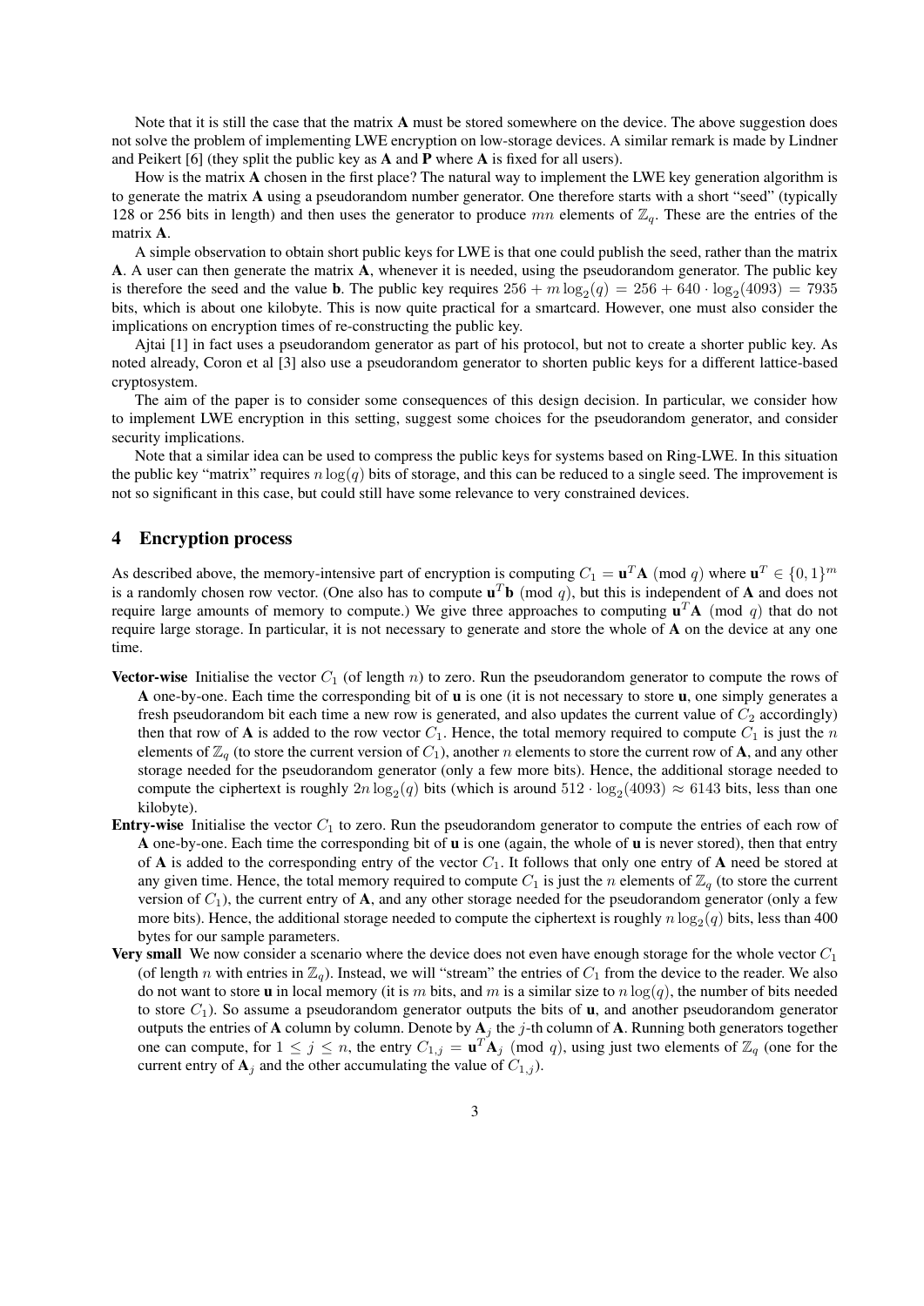Note that it is still the case that the matrix **A** must be stored somewhere on the device. The above suggestion does not solve the problem of implementing LWE encryption on low-storage devices. A similar remark is made by Lindner and Peikert [6] (they split the public key as **A** and **P** where **A** is fixed for all users).

How is the matrix **A** chosen in the first place? The natural way to implement the LWE key generation algorithm is to generate the matrix **A** using a pseudorandom number generator. One therefore starts with a short "seed" (typically 128 or 256 bits in length) and then uses the generator to produce $mn$ elements of $\mathbb{Z}_q$. These are the entries of the matrix **A**.

A simple observation to obtain short public keys for LWE is that one could publish the seed, rather than the matrix **A**. A user can then generate the matrix **A**, whenever it is needed, using the pseudorandom generator. The public key is therefore the seed and the value **b**. The public key requires $256 + m\log_2(q) = 256 + 640 \cdot \log_2(4093) = 7935$ bits, which is about one kilobyte. This is now quite practical for a smartcard. However, one must also consider the implications on encryption times of re-constructing the public key.

Ajtai [1] in fact uses a pseudorandom generator as part of his protocol, but not to create a shorter public key. As noted already, Coron et al [3] also use a pseudorandom generator to shorten public keys for a different lattice-based cryptosystem.

The aim of the paper is to consider some consequences of this design decision. In particular, we consider how to implement LWE encryption in this setting, suggest some choices for the pseudorandom generator, and consider security implications.

Note that a similar idea can be used to compress the public keys for systems based on Ring-LWE. In this situation the public key "matrix" requires $n\log(q)$ bits of storage, and this can be reduced to a single seed. The improvement is not so significant in this case, but could still have some relevance to very constrained devices.

## 4 Encryption process

As described above, the memory-intensive part of encryption is computing $C_1 = \mathbf{u}^T\mathbf{A} \pmod{q}$ where $\mathbf{u}^T \in \{0,1\}^m$ is a randomly chosen row vector. (One also has to compute $\mathbf{u}^T\mathbf{b} \pmod{q}$, but this is independent of **A** and does not require large amounts of memory to compute.) We give three approaches to computing $\mathbf{u}^T\mathbf{A} \pmod{q}$ that do not require large storage. In particular, it is not necessary to generate and store the whole of **A** on the device at any one time.

**Vector-wise** Initialise the vector $C_1$ (of length $n$) to zero. Run the pseudorandom generator to compute the rows of **A** one-by-one. Each time the corresponding bit of **u** is one (it is not necessary to store **u**, one simply generates a fresh pseudorandom bit each time a new row is generated, and also updates the current value of $C_2$ accordingly) then that row of **A** is added to the row vector $C_1$. Hence, the total memory required to compute $C_1$ is just the $n$ elements of $\mathbb{Z}_q$ (to store the current version of $C_1$), another $n$ elements to store the current row of **A**, and any other storage needed for the pseudorandom generator (only a few more bits). Hence, the additional storage needed to compute the ciphertext is roughly $2n\log_2(q)$ bits (which is around $512 \cdot \log_2(4093) \approx 6143$ bits, less than one kilobyte).

**Entry-wise** Initialise the vector $C_1$ to zero. Run the pseudorandom generator to compute the entries of each row of **A** one-by-one. Each time the corresponding bit of **u** is one (again, the whole of **u** is never stored), then that entry of **A** is added to the corresponding entry of the vector $C_1$. It follows that only one entry of **A** need be stored at any given time. Hence, the total memory required to compute $C_1$ is just the $n$ elements of $\mathbb{Z}_q$ (to store the current version of $C_1$), the current entry of **A**, and any other storage needed for the pseudorandom generator (only a few more bits). Hence, the additional storage needed to compute the ciphertext is roughly $n\log_2(q)$ bits, less than 400 bytes for our sample parameters.

**Very small** We now consider a scenario where the device does not even have enough storage for the whole vector $C_1$ (of length $n$ with entries in $\mathbb{Z}_q$). Instead, we will "stream" the entries of $C_1$ from the device to the reader. We also do not want to store **u** in local memory (it is $m$ bits, and $m$ is a similar size to $n\log(q)$, the number of bits needed to store $C_1$). So assume a pseudorandom generator outputs the bits of **u**, and another pseudorandom generator outputs the entries of **A** column by column. Denote by $\mathbf{A}_j$ the $j$-th column of **A**. Running both generators together one can compute, for $1 \le j \le n$, the entry $C_{1,j} = \mathbf{u}^T\mathbf{A}_j \pmod{q}$, using just two elements of $\mathbb{Z}_q$ (one for the current entry of $\mathbf{A}_j$ and the other accumulating the value of $C_{1,j}$).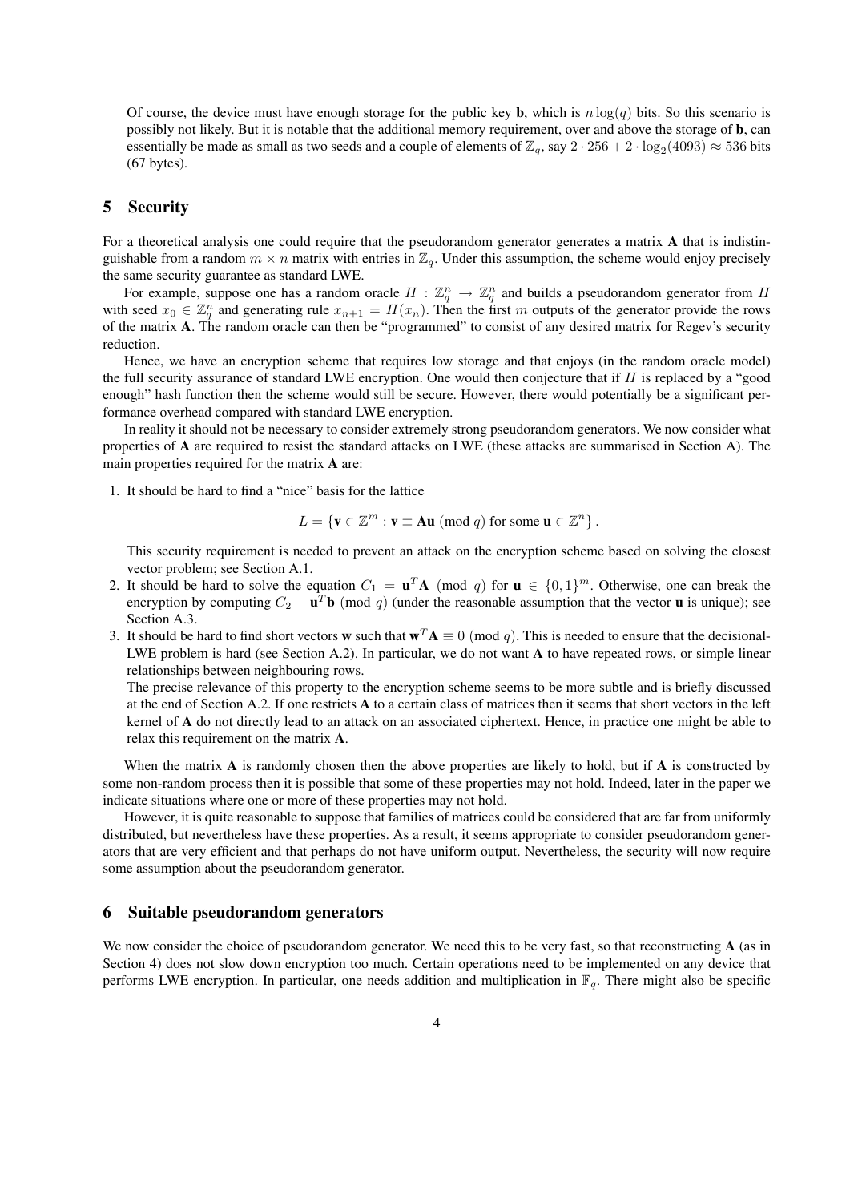Of course, the device must have enough storage for the public key **b**, which is $n \log(q)$ bits. So this scenario is possibly not likely. But it is notable that the additional memory requirement, over and above the storage of **b**, can essentially be made as small as two seeds and a couple of elements of $\mathbb{Z}_q$, say $2 \cdot 256 + 2 \cdot \log_2(4093) \approx 536$ bits (67 bytes).

## 5 Security

For a theoretical analysis one could require that the pseudorandom generator generates a matrix $\mathbf{A}$ that is indistinguishable from a random $m \times n$ matrix with entries in $\mathbb{Z}_q$. Under this assumption, the scheme would enjoy precisely the same security guarantee as standard LWE.

For example, suppose one has a random oracle $H : \mathbb{Z}_q^n \to \mathbb{Z}_q^n$ and builds a pseudorandom generator from $H$ with seed $x_0 \in \mathbb{Z}_q^n$ and generating rule $x_{n+1} = H(x_n)$. Then the first $m$ outputs of the generator provide the rows of the matrix $\mathbf{A}$. The random oracle can then be "programmed" to consist of any desired matrix for Regev's security reduction.

Hence, we have an encryption scheme that requires low storage and that enjoys (in the random oracle model) the full security assurance of standard LWE encryption. One would then conjecture that if $H$ is replaced by a "good enough" hash function then the scheme would still be secure. However, there would potentially be a significant performance overhead compared with standard LWE encryption.

In reality it should not be necessary to consider extremely strong pseudorandom generators. We now consider what properties of $\mathbf{A}$ are required to resist the standard attacks on LWE (these attacks are summarised in Section A). The main properties required for the matrix $\mathbf{A}$ are:

1. It should be hard to find a "nice" basis for the lattice
$$L = \{\mathbf{v} \in \mathbb{Z}^m : \mathbf{v} \equiv \mathbf{A}\mathbf{u} \pmod{q} \text{ for some } \mathbf{u} \in \mathbb{Z}^n\}.$$
This security requirement is needed to prevent an attack on the encryption scheme based on solving the closest vector problem; see Section A.1.
2. It should be hard to solve the equation $C_1 = \mathbf{u}^T\mathbf{A} \pmod{q}$ for $\mathbf{u} \in \{0,1\}^m$. Otherwise, one can break the encryption by computing $C_2 - \mathbf{u}^T\mathbf{b} \pmod{q}$ (under the reasonable assumption that the vector $\mathbf{u}$ is unique); see Section A.3.
3. It should be hard to find short vectors $\mathbf{w}$ such that $\mathbf{w}^T\mathbf{A} \equiv 0 \pmod{q}$. This is needed to ensure that the decisional-LWE problem is hard (see Section A.2). In particular, we do not want $\mathbf{A}$ to have repeated rows, or simple linear relationships between neighbouring rows.
The precise relevance of this property to the encryption scheme seems to be more subtle and is briefly discussed at the end of Section A.2. If one restricts $\mathbf{A}$ to a certain class of matrices then it seems that short vectors in the left kernel of $\mathbf{A}$ do not directly lead to an attack on an associated ciphertext. Hence, in practice one might be able to relax this requirement on the matrix $\mathbf{A}$.

When the matrix $\mathbf{A}$ is randomly chosen then the above properties are likely to hold, but if $\mathbf{A}$ is constructed by some non-random process then it is possible that some of these properties may not hold. Indeed, later in the paper we indicate situations where one or more of these properties may not hold.

However, it is quite reasonable to suppose that families of matrices could be considered that are far from uniformly distributed, but nevertheless have these properties. As a result, it seems appropriate to consider pseudorandom generators that are very efficient and that perhaps do not have uniform output. Nevertheless, the security will now require some assumption about the pseudorandom generator.

## 6 Suitable pseudorandom generators

We now consider the choice of pseudorandom generator. We need this to be very fast, so that reconstructing $\mathbf{A}$ (as in Section 4) does not slow down encryption too much. Certain operations need to be implemented on any device that performs LWE encryption. In particular, one needs addition and multiplication in $\mathbb{F}_q$. There might also be specific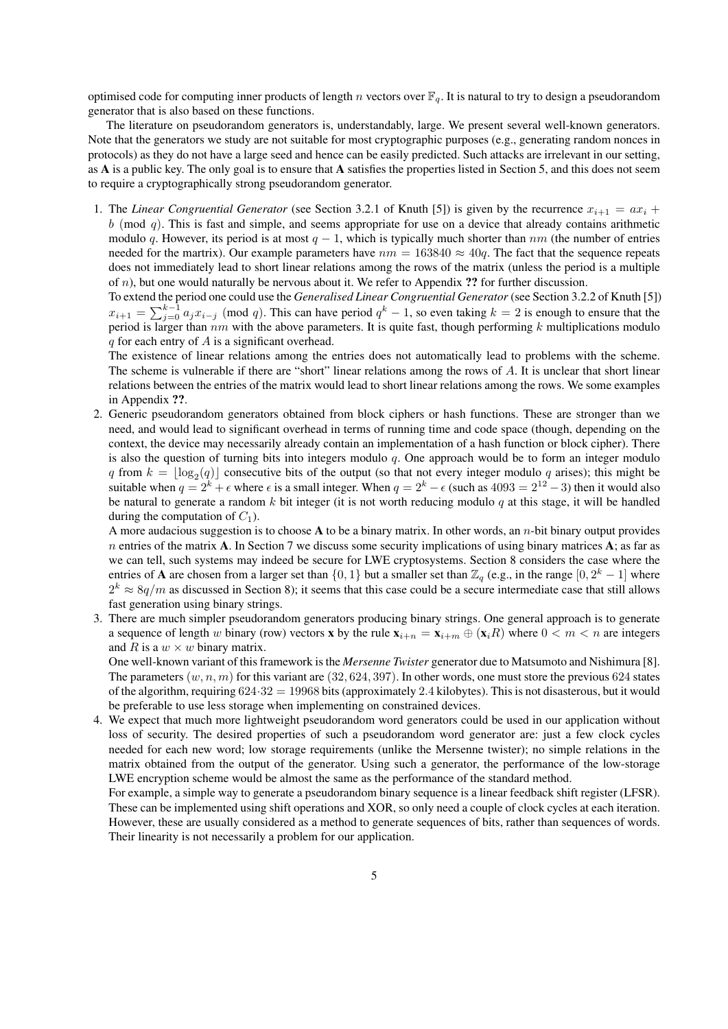optimised code for computing inner products of length $n$ vectors over $\mathbb{F}_q$. It is natural to try to design a pseudorandom generator that is also based on these functions.

The literature on pseudorandom generators is, understandably, large. We present several well-known generators. Note that the generators we study are not suitable for most cryptographic purposes (e.g., generating random nonces in protocols) as they do not have a large seed and hence can be easily predicted. Such attacks are irrelevant in our setting, as $\mathbf{A}$ is a public key. The only goal is to ensure that $\mathbf{A}$ satisfies the properties listed in Section 5, and this does not seem to require a cryptographically strong pseudorandom generator.

1. The *Linear Congruential Generator* (see Section 3.2.1 of Knuth [5]) is given by the recurrence $x_{i+1} = ax_i + b \pmod{q}$. This is fast and simple, and seems appropriate for use on a device that already contains arithmetic modulo $q$. However, its period is at most $q-1$, which is typically much shorter than $nm$ (the number of entries needed for the martrix). Our example parameters have $nm = 163840 \approx 40q$. The fact that the sequence repeats does not immediately lead to short linear relations among the rows of the matrix (unless the period is a multiple of $n$), but one would naturally be nervous about it. We refer to Appendix **??** for further discussion.
   To extend the period one could use the *Generalised Linear Congruential Generator* (see Section 3.2.2 of Knuth [5]) $x_{i+1} = \sum_{j=0}^{k-1} a_j x_{i-j} \pmod{q}$. This can have period $q^k - 1$, so even taking $k = 2$ is enough to ensure that the period is larger than $nm$ with the above parameters. It is quite fast, though performing $k$ multiplications modulo $q$ for each entry of $A$ is a significant overhead.
   The existence of linear relations among the entries does not automatically lead to problems with the scheme. The scheme is vulnerable if there are "short" linear relations among the rows of $A$. It is unclear that short linear relations between the entries of the matrix would lead to short linear relations among the rows. We some examples in Appendix **??**.
2. Generic pseudorandom generators obtained from block ciphers or hash functions. These are stronger than we need, and would lead to significant overhead in terms of running time and code space (though, depending on the context, the device may necessarily already contain an implementation of a hash function or block cipher). There is also the question of turning bits into integers modulo $q$. One approach would be to form an integer modulo $q$ from $k = \lfloor \log_2(q) \rfloor$ consecutive bits of the output (so that not every integer modulo $q$ arises); this might be suitable when $q = 2^k + \epsilon$ where $\epsilon$ is a small integer. When $q = 2^k - \epsilon$ (such as $4093 = 2^{12} - 3$) then it would also be natural to generate a random $k$ bit integer (it is not worth reducing modulo $q$ at this stage, it will be handled during the computation of $C_1$).
   A more audacious suggestion is to choose $\mathbf{A}$ to be a binary matrix. In other words, an $n$-bit binary output provides $n$ entries of the matrix $\mathbf{A}$. In Section 7 we discuss some security implications of using binary matrices $\mathbf{A}$; as far as we can tell, such systems may indeed be secure for LWE cryptosystems. Section 8 considers the case where the entries of $\mathbf{A}$ are chosen from a larger set than $\{0, 1\}$ but a smaller set than $\mathbb{Z}_q$ (e.g., in the range $[0, 2^k - 1]$ where $2^k \approx 8q/m$ as discussed in Section 8); it seems that this case could be a secure intermediate case that still allows fast generation using binary strings.
3. There are much simpler pseudorandom generators producing binary strings. One general approach is to generate a sequence of length $w$ binary (row) vectors $\mathbf{x}$ by the rule $\mathbf{x}_{i+n} = \mathbf{x}_{i+m} \oplus (\mathbf{x}_i R)$ where $0 < m < n$ are integers and $R$ is a $w \times w$ binary matrix.
   One well-known variant of this framework is the *Mersenne Twister* generator due to Matsumoto and Nishimura [8]. The parameters $(w, n, m)$ for this variant are $(32, 624, 397)$. In other words, one must store the previous $624$ states of the algorithm, requiring $624 \cdot 32 = 19968$ bits (approximately $2.4$ kilobytes). This is not disastrous, but it would be preferable to use less storage when implementing on constrained devices.
4. We expect that much more lightweight pseudorandom word generators could be used in our application without loss of security. The desired properties of such a pseudorandom word generator are: just a few clock cycles needed for each new word; low storage requirements (unlike the Mersenne twister); no simple relations in the matrix obtained from the output of the generator. Using such a generator, the performance of the low-storage LWE encryption scheme would be almost the same as the performance of the standard method.
   For example, a simple way to generate a pseudorandom binary sequence is a linear feedback shift register (LFSR). These can be implemented using shift operations and XOR, so only need a couple of clock cycles at each iteration. However, these are usually considered as a method to generate sequences of bits, rather than sequences of words. Their linearity is not necessarily a problem for our application.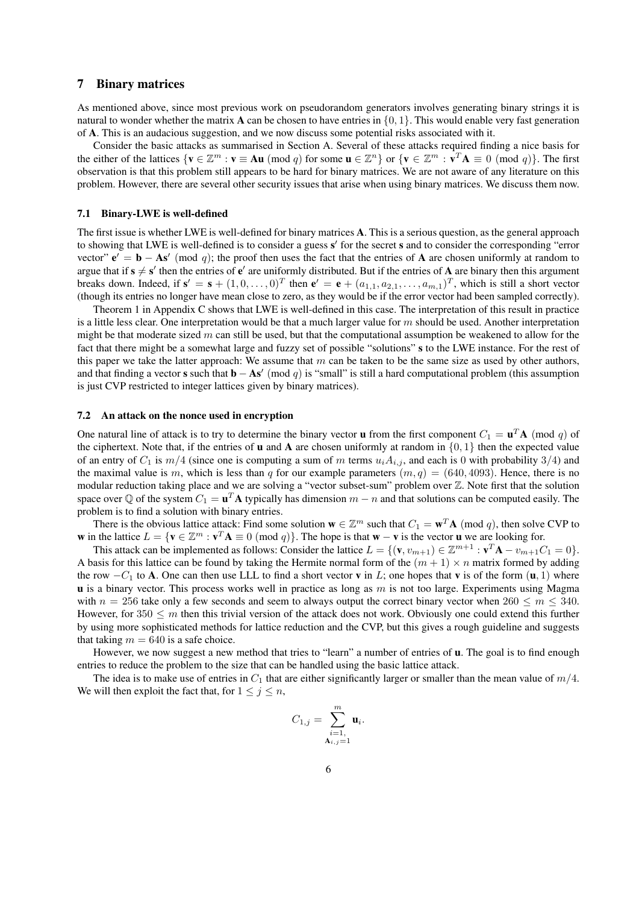## 7 Binary matrices

As mentioned above, since most previous work on pseudorandom generators involves generating binary strings it is natural to wonder whether the matrix $\mathbf{A}$ can be chosen to have entries in $\{0, 1\}$. This would enable very fast generation of $\mathbf{A}$. This is an audacious suggestion, and we now discuss some potential risks associated with it.

Consider the basic attacks as summarised in Section A. Several of these attacks required finding a nice basis for the either of the lattices $\{\mathbf{v} \in \mathbb{Z}^m : \mathbf{v} \equiv \mathbf{A}\mathbf{u} \pmod{q} \text{ for some } \mathbf{u} \in \mathbb{Z}^n\}$ or $\{\mathbf{v} \in \mathbb{Z}^m : \mathbf{v}^T\mathbf{A} \equiv 0 \pmod{q}\}$. The first observation is that this problem still appears to be hard for binary matrices. We are not aware of any literature on this problem. However, there are several other security issues that arise when using binary matrices. We discuss them now.

### 7.1 Binary-LWE is well-defined

The first issue is whether LWE is well-defined for binary matrices $\mathbf{A}$. This is a serious question, as the general approach to showing that LWE is well-defined is to consider a guess $\mathbf{s}'$ for the secret $\mathbf{s}$ and to consider the corresponding "error vector" $\mathbf{e}' = \mathbf{b} - \mathbf{A}\mathbf{s}' \pmod{q}$; the proof then uses the fact that the entries of $\mathbf{A}$ are chosen uniformly at random to argue that if $\mathbf{s} \neq \mathbf{s}'$ then the entries of $\mathbf{e}'$ are uniformly distributed. But if the entries of $\mathbf{A}$ are binary then this argument breaks down. Indeed, if $\mathbf{s}' = \mathbf{s} + (1, 0, \ldots, 0)^T$ then $\mathbf{e}' = \mathbf{e} + (a_{1,1}, a_{2,1}, \ldots, a_{m,1})^T$, which is still a short vector (though its entries no longer have mean close to zero, as they would be if the error vector had been sampled correctly).

Theorem 1 in Appendix C shows that LWE is well-defined in this case. The interpretation of this result in practice is a little less clear. One interpretation would be that a much larger value for $m$ should be used. Another interpretation might be that moderate sized $m$ can still be used, but that the computational assumption be weakened to allow for the fact that there might be a somewhat large and fuzzy set of possible "solutions" $\mathbf{s}$ to the LWE instance. For the rest of this paper we take the latter approach: We assume that $m$ can be taken to be the same size as used by other authors, and that finding a vector $\mathbf{s}$ such that $\mathbf{b} - \mathbf{A}\mathbf{s} \pmod{q}$ is "small" is still a hard computational problem (this assumption is just CVP restricted to integer lattices given by binary matrices).

### 7.2 An attack on the nonce used in encryption

One natural line of attack is to try to determine the binary vector $\mathbf{u}$ from the first component $C_1 = \mathbf{u}^T\mathbf{A} \pmod{q}$ of the ciphertext. Note that, if the entries of $\mathbf{u}$ and $\mathbf{A}$ are chosen uniformly at random in $\{0, 1\}$ then the expected value of an entry of $C_1$ is $m/4$ (since one is computing a sum of $m$ terms $u_i A_{i,j}$, and each is 0 with probability $3/4$) and the maximal value is $m$, which is less than $q$ for our example parameters $(m, q) = (640, 4093)$. Hence, there is no modular reduction taking place and we are solving a "vector subset-sum" problem over $\mathbb{Z}$. Note first that the solution space over $\mathbb{Q}$ of the system $C_1 = \mathbf{u}^T\mathbf{A}$ typically has dimension $m - n$ and that solutions can be computed easily. The problem is to find a solution with binary entries.

There is the obvious lattice attack: Find some solution $\mathbf{w} \in \mathbb{Z}^m$ such that $C_1 = \mathbf{w}^T\mathbf{A} \pmod{q}$, then solve CVP to $\mathbf{w}$ in the lattice $L = \{\mathbf{v} \in \mathbb{Z}^m : \mathbf{v}^T\mathbf{A} \equiv 0 \pmod{q}\}$. The hope is that $\mathbf{w} - \mathbf{v}$ is the vector $\mathbf{u}$ we are looking for.

This attack can be implemented as follows: Consider the lattice $L = \{(\mathbf{v}, v_{m+1}) \in \mathbb{Z}^{m+1} : \mathbf{v}^T\mathbf{A} - v_{m+1}C_1 = 0\}$. A basis for this lattice can be found by taking the Hermite normal form of the $(m + 1) \times n$ matrix formed by adding the row $-C_1$ to $\mathbf{A}$. One can then use LLL to find a short vector $\mathbf{v}$ in $L$; one hopes that $\mathbf{v}$ is of the form $(\mathbf{u}, 1)$ where $\mathbf{u}$ is a binary vector. This process works well in practice as long as $m$ is not too large. Experiments using Magma with $n = 256$ take only a few seconds and seem to always output the correct binary vector when $260 \leq m \leq 340$. However, for $350 \leq m$ then this trivial version of the attack does not work. Obviously one could extend this further by using more sophisticated methods for lattice reduction and the CVP, but this gives a rough guideline and suggests that taking $m = 640$ is a safe choice.

However, we now suggest a new method that tries to "learn" a number of entries of $\mathbf{u}$. The goal is to find enough entries to reduce the problem to the size that can be handled using the basic lattice attack.

The idea is to make use of entries in $C_1$ that are either significantly larger or smaller than the mean value of $m/4$. We will then exploit the fact that, for $1 \leq j \leq n$,

$$C_{1,j} = \sum_{\substack{i=1, \\ \mathbf{A}_{i,j}=1}}^{m} \mathbf{u}_i.$$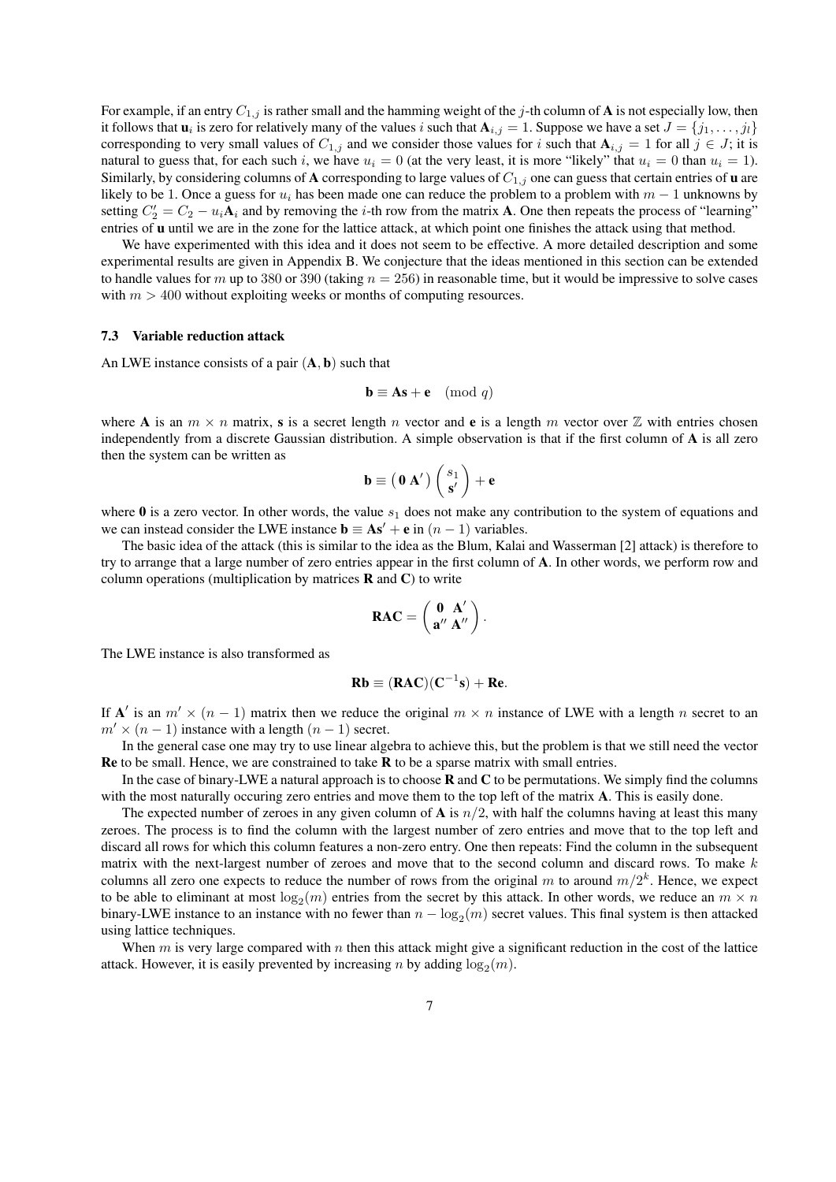For example, if an entry $C_{1,j}$ is rather small and the hamming weight of the $j$-th column of $\mathbf{A}$ is not especially low, then it follows that $\mathbf{u}_i$ is zero for relatively many of the values $i$ such that $\mathbf{A}_{i,j} = 1$. Suppose we have a set $J = \{j_1, \ldots, j_l\}$ corresponding to very small values of $C_{1,j}$ and we consider those values for $i$ such that $\mathbf{A}_{i,j} = 1$ for all $j \in J$; it is natural to guess that, for each such $i$, we have $u_i = 0$ (at the very least, it is more "likely" that $u_i = 0$ than $u_i = 1$). Similarly, by considering columns of $\mathbf{A}$ corresponding to large values of $C_{1,j}$ one can guess that certain entries of $\mathbf{u}$ are likely to be 1. Once a guess for $u_i$ has been made one can reduce the problem to a problem with $m - 1$ unknowns by setting $C_2' = C_2 - u_i \mathbf{A}_i$ and by removing the $i$-th row from the matrix $\mathbf{A}$. One then repeats the process of "learning" entries of $\mathbf{u}$ until we are in the zone for the lattice attack, at which point one finishes the attack using that method.

We have experimented with this idea and it does not seem to be effective. A more detailed description and some experimental results are given in Appendix B. We conjecture that the ideas mentioned in this section can be extended to handle values for $m$ up to 380 or 390 (taking $n = 256$) in reasonable time, but it would be impressive to solve cases with $m > 400$ without exploiting weeks or months of computing resources.

### 7.3 Variable reduction attack

An LWE instance consists of a pair $(\mathbf{A}, \mathbf{b})$ such that

$$\mathbf{b} \equiv \mathbf{A}\mathbf{s} + \mathbf{e} \pmod{q}$$

where $\mathbf{A}$ is an $m \times n$ matrix, $\mathbf{s}$ is a secret length $n$ vector and $\mathbf{e}$ is a length $m$ vector over $\mathbb{Z}$ with entries chosen independently from a discrete Gaussian distribution. A simple observation is that if the first column of $\mathbf{A}$ is all zero then the system can be written as

$$\mathbf{b} \equiv \begin{pmatrix} \mathbf{0} \; \mathbf{A}' \end{pmatrix} \begin{pmatrix} s_1 \\ \mathbf{s}' \end{pmatrix} + \mathbf{e}$$

where $\mathbf{0}$ is a zero vector. In other words, the value $s_1$ does not make any contribution to the system of equations and we can instead consider the LWE instance $\mathbf{b} \equiv \mathbf{A}\mathbf{s}' + \mathbf{e}$ in $(n-1)$ variables.

The basic idea of the attack (this is similar to the idea as the Blum, Kalai and Wasserman [2] attack) is therefore to try to arrange that a large number of zero entries appear in the first column of $\mathbf{A}$. In other words, we perform row and column operations (multiplication by matrices $\mathbf{R}$ and $\mathbf{C}$) to write

$$\mathbf{RAC} = \begin{pmatrix} \mathbf{0} & \mathbf{A}' \\ \mathbf{a}'' & \mathbf{A}'' \end{pmatrix}.$$

The LWE instance is also transformed as

$$\mathbf{Rb} \equiv (\mathbf{RAC})(\mathbf{C}^{-1}\mathbf{s}) + \mathbf{Re}.$$

If $\mathbf{A}'$ is an $m' \times (n-1)$ matrix then we reduce the original $m \times n$ instance of LWE with a length $n$ secret to an $m' \times (n-1)$ instance with a length $(n-1)$ secret.

In the general case one may try to use linear algebra to achieve this, but the problem is that we still need the vector $\mathbf{Re}$ to be small. Hence, we are constrained to take $\mathbf{R}$ to be a sparse matrix with small entries.

In the case of binary-LWE a natural approach is to choose $\mathbf{R}$ and $\mathbf{C}$ to be permutations. We simply find the columns with the most naturally occuring zero entries and move them to the top left of the matrix $\mathbf{A}$. This is easily done.

The expected number of zeroes in any given column of $\mathbf{A}$ is $n/2$, with half the columns having at least this many zeroes. The process is to find the column with the largest number of zero entries and move that to the top left and discard all rows for which this column features a non-zero entry. One then repeats: Find the column in the subsequent matrix with the next-largest number of zeroes and move that to the second column and discard rows. To make $k$ columns all zero one expects to reduce the number of rows from the original $m$ to around $m/2^k$. Hence, we expect to be able to eliminant at most $\log_2(m)$ entries from the secret by this attack. In other words, we reduce an $m \times n$ binary-LWE instance to an instance with no fewer than $n - \log_2(m)$ secret values. This final system is then attacked using lattice techniques.

When $m$ is very large compared with $n$ then this attack might give a significant reduction in the cost of the lattice attack. However, it is easily prevented by increasing $n$ by adding $\log_2(m)$.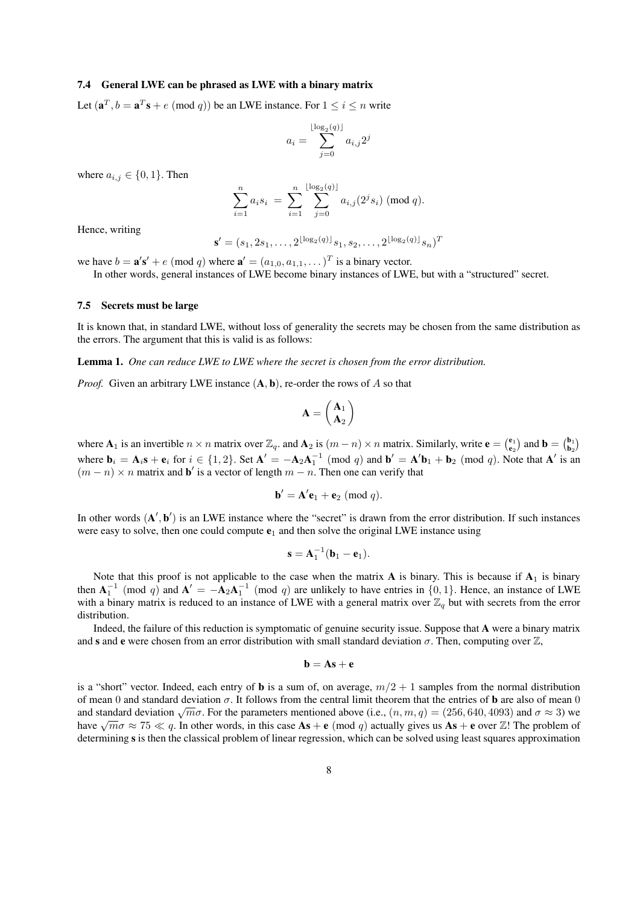### 7.4 General LWE can be phrased as LWE with a binary matrix

Let $(\mathbf{a}^T, b = \mathbf{a}^T\mathbf{s} + e \pmod{q})$ be an LWE instance. For $1 \leq i \leq n$ write

$$a_i = \sum_{j=0}^{\lfloor \log_2(q) \rfloor} a_{i,j} 2^j$$

where $a_{i,j} \in \{0, 1\}$. Then

$$\sum_{i=1}^{n} a_i s_i = \sum_{i=1}^{n} \sum_{j=0}^{\lfloor \log_2(q) \rfloor} a_{i,j}(2^j s_i) \pmod{q}.$$

Hence, writing

$$\mathbf{s}' = (s_1, 2s_1, \ldots, 2^{\lfloor \log_2(q) \rfloor} s_1, s_2, \ldots, 2^{\lfloor \log_2(q) \rfloor} s_n)^T$$

we have $b = \mathbf{a}'\mathbf{s}' + e \pmod{q}$ where $\mathbf{a}' = (a_{1,0}, a_{1,1}, \ldots)^T$ is a binary vector.

In other words, general instances of LWE become binary instances of LWE, but with a "structured" secret.

### 7.5 Secrets must be large

It is known that, in standard LWE, without loss of generality the secrets may be chosen from the same distribution as the errors. The argument that this is valid is as follows:

**Lemma 1.** *One can reduce LWE to LWE where the secret is chosen from the error distribution.*

*Proof.* Given an arbitrary LWE instance $(\mathbf{A}, \mathbf{b})$, re-order the rows of $A$ so that

$$\mathbf{A} = \begin{pmatrix} \mathbf{A}_1 \\ \mathbf{A}_2 \end{pmatrix}$$

where $\mathbf{A}_1$ is an invertible $n \times n$ matrix over $\mathbb{Z}_q$. and $\mathbf{A}_2$ is $(m-n) \times n$ matrix. Similarly, write $\mathbf{e} = \binom{\mathbf{e}_1}{\mathbf{e}_2}$ and $\mathbf{b} = \binom{\mathbf{b}_1}{\mathbf{b}_2}$ where $\mathbf{b}_i = \mathbf{A}_i\mathbf{s} + \mathbf{e}_i$ for $i \in \{1, 2\}$. Set $\mathbf{A}' = -\mathbf{A}_2\mathbf{A}_1^{-1} \pmod{q}$ and $\mathbf{b}' = \mathbf{A}'\mathbf{b}_1 + \mathbf{b}_2 \pmod{q}$. Note that $\mathbf{A}'$ is an $(m-n) \times n$ matrix and $\mathbf{b}'$ is a vector of length $m - n$. Then one can verify that

$$\mathbf{b}' = \mathbf{A}'\mathbf{e}_1 + \mathbf{e}_2 \pmod{q}.$$

In other words $(\mathbf{A}', \mathbf{b}')$ is an LWE instance where the "secret" is drawn from the error distribution. If such instances were easy to solve, then one could compute $\mathbf{e}_1$ and then solve the original LWE instance using

$$\mathbf{s} = \mathbf{A}_1^{-1}(\mathbf{b}_1 - \mathbf{e}_1).$$

Note that this proof is not applicable to the case when the matrix $\mathbf{A}$ is binary. This is because if $\mathbf{A}_1$ is binary then $\mathbf{A}_1^{-1} \pmod{q}$ and $\mathbf{A}' = -\mathbf{A}_2\mathbf{A}_1^{-1} \pmod{q}$ are unlikely to have entries in $\{0, 1\}$. Hence, an instance of LWE with a binary matrix is reduced to an instance of LWE with a general matrix over $\mathbb{Z}_q$ but with secrets from the error distribution.

Indeed, the failure of this reduction is symptomatic of genuine security issue. Suppose that $\mathbf{A}$ were a binary matrix and $\mathbf{s}$ and $\mathbf{e}$ were chosen from an error distribution with small standard deviation $\sigma$. Then, computing over $\mathbb{Z}$,

$$\mathbf{b} = \mathbf{A}\mathbf{s} + \mathbf{e}$$

is a "short" vector. Indeed, each entry of $\mathbf{b}$ is a sum of, on average, $m/2 + 1$ samples from the normal distribution of mean 0 and standard deviation $\sigma$. It follows from the central limit theorem that the entries of $\mathbf{b}$ are also of mean 0 and standard deviation $\sqrt{m}\sigma$. For the parameters mentioned above (i.e., $(n, m, q) = (256, 640, 4093)$ and $\sigma \approx 3$) we have $\sqrt{m}\sigma \approx 75 \ll q$. In other words, in this case $\mathbf{A}\mathbf{s} + \mathbf{e} \pmod{q}$ actually gives us $\mathbf{A}\mathbf{s} + \mathbf{e}$ over $\mathbb{Z}$! The problem of determining $\mathbf{s}$ is then the classical problem of linear regression, which can be solved using least squares approximation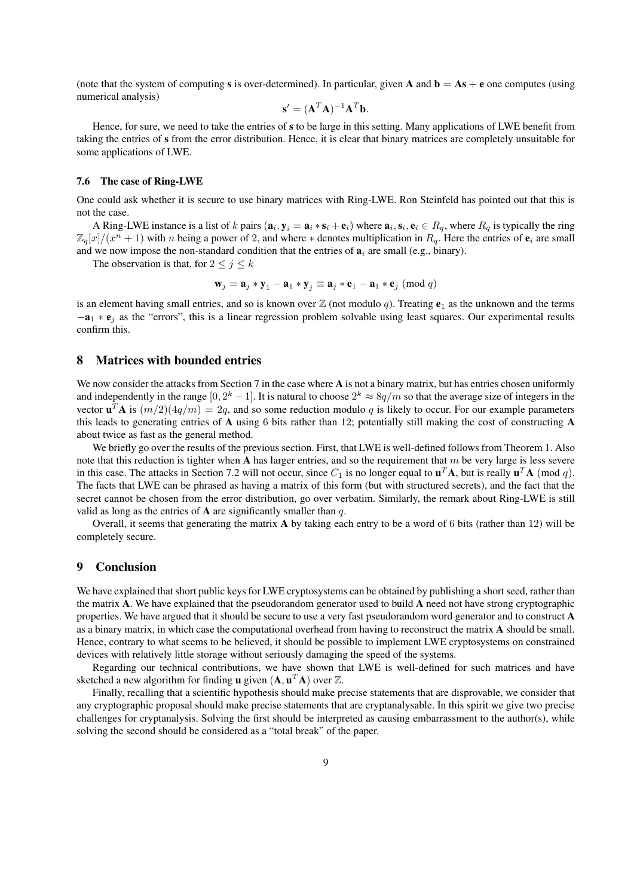(note that the system of computing **s** is over-determined). In particular, given **A** and $\mathbf{b} = \mathbf{A}\mathbf{s} + \mathbf{e}$ one computes (using numerical analysis)

$$\mathbf{s}' = (\mathbf{A}^T\mathbf{A})^{-1}\mathbf{A}^T\mathbf{b}.$$

Hence, for sure, we need to take the entries of **s** to be large in this setting. Many applications of LWE benefit from taking the entries of **s** from the error distribution. Hence, it is clear that binary matrices are completely unsuitable for some applications of LWE.

### 7.6 The case of Ring-LWE

One could ask whether it is secure to use binary matrices with Ring-LWE. Ron Steinfeld has pointed out that this is not the case.

A Ring-LWE instance is a list of $k$ pairs $(\mathbf{a}_i, \mathbf{y}_i = \mathbf{a}_i * \mathbf{s}_i + \mathbf{e}_i)$ where $\mathbf{a}_i, \mathbf{s}_i, \mathbf{e}_i \in R_q$, where $R_q$ is typically the ring $\mathbb{Z}_q[x]/(x^n+1)$ with $n$ being a power of 2, and where $*$ denotes multiplication in $R_q$. Here the entries of $\mathbf{e}_i$ are small and we now impose the non-standard condition that the entries of $\mathbf{a}_i$ are small (e.g., binary).

The observation is that, for $2 \le j \le k$

$$\mathbf{w}_j = \mathbf{a}_j * \mathbf{y}_1 - \mathbf{a}_1 * \mathbf{y}_j \equiv \mathbf{a}_j * \mathbf{e}_1 - \mathbf{a}_1 * \mathbf{e}_j \pmod{q}$$

is an element having small entries, and so is known over $\mathbb{Z}$ (not modulo $q$). Treating $\mathbf{e}_1$ as the unknown and the terms $-\mathbf{a}_1 * \mathbf{e}_j$ as the "errors", this is a linear regression problem solvable using least squares. Our experimental results confirm this.

## 8 Matrices with bounded entries

We now consider the attacks from Section 7 in the case where **A** is not a binary matrix, but has entries chosen uniformly and independently in the range $[0, 2^k - 1]$. It is natural to choose $2^k \approx 8q/m$ so that the average size of integers in the vector $\mathbf{u}^T\mathbf{A}$ is $(m/2)(4q/m) = 2q$, and so some reduction modulo $q$ is likely to occur. For our example parameters this leads to generating entries of **A** using 6 bits rather than 12; potentially still making the cost of constructing **A** about twice as fast as the general method.

We briefly go over the results of the previous section. First, that LWE is well-defined follows from Theorem 1. Also note that this reduction is tighter when **A** has larger entries, and so the requirement that $m$ be very large is less severe in this case. The attacks in Section 7.2 will not occur, since $C_1$ is no longer equal to $\mathbf{u}^T\mathbf{A}$, but is really $\mathbf{u}^T\mathbf{A} \pmod{q}$. The facts that LWE can be phrased as having a matrix of this form (but with structured secrets), and the fact that the secret cannot be chosen from the error distribution, go over verbatim. Similarly, the remark about Ring-LWE is still valid as long as the entries of **A** are significantly smaller than $q$.

Overall, it seems that generating the matrix **A** by taking each entry to be a word of 6 bits (rather than 12) will be completely secure.

## 9 Conclusion

We have explained that short public keys for LWE cryptosystems can be obtained by publishing a short seed, rather than the matrix **A**. We have explained that the pseudorandom generator used to build **A** need not have strong cryptographic properties. We have argued that it should be secure to use a very fast pseudorandom word generator and to construct **A** as a binary matrix, in which case the computational overhead from having to reconstruct the matrix **A** should be small. Hence, contrary to what seems to be believed, it should be possible to implement LWE cryptosystems on constrained devices with relatively little storage without seriously damaging the speed of the systems.

Regarding our technical contributions, we have shown that LWE is well-defined for such matrices and have sketched a new algorithm for finding **u** given $(\mathbf{A}, \mathbf{u}^T\mathbf{A})$ over $\mathbb{Z}$.

Finally, recalling that a scientific hypothesis should make precise statements that are disprovable, we consider that any cryptographic proposal should make precise statements that are cryptanalysable. In this spirit we give two precise challenges for cryptanalysis. Solving the first should be interpreted as causing embarrassment to the author(s), while solving the second should be considered as a "total break" of the paper.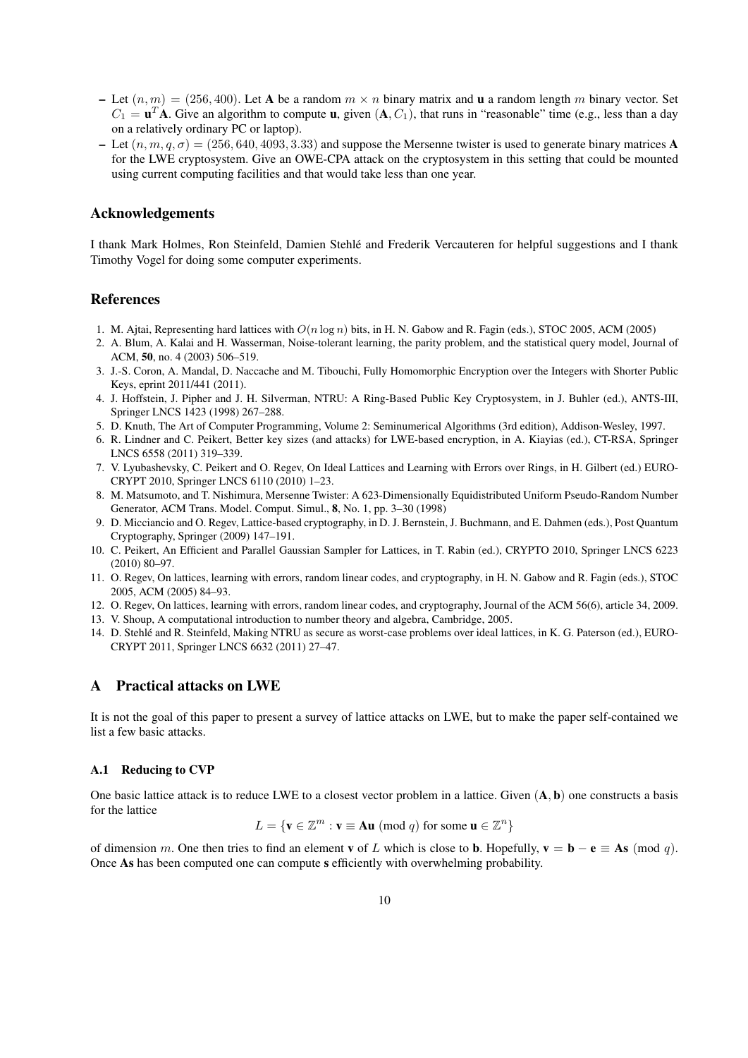– Let $(n, m) = (256, 400)$. Let $\mathbf{A}$ be a random $m \times n$ binary matrix and $\mathbf{u}$ a random length $m$ binary vector. Set $C_1 = \mathbf{u}^T\mathbf{A}$. Give an algorithm to compute $\mathbf{u}$, given $(\mathbf{A}, C_1)$, that runs in "reasonable" time (e.g., less than a day on a relatively ordinary PC or laptop).

– Let $(n, m, q, \sigma) = (256, 640, 4093, 3.33)$ and suppose the Mersenne twister is used to generate binary matrices $\mathbf{A}$ for the LWE cryptosystem. Give an OWE-CPA attack on the cryptosystem in this setting that could be mounted using current computing facilities and that would take less than one year.

## Acknowledgements

I thank Mark Holmes, Ron Steinfeld, Damien Stehlé and Frederik Vercauteren for helpful suggestions and I thank Timothy Vogel for doing some computer experiments.

## References

1. M. Ajtai, Representing hard lattices with $O(n \log n)$ bits, in H. N. Gabow and R. Fagin (eds.), STOC 2005, ACM (2005)
2. A. Blum, A. Kalai and H. Wasserman, Noise-tolerant learning, the parity problem, and the statistical query model, Journal of ACM, **50**, no. 4 (2003) 506–519.
3. J.-S. Coron, A. Mandal, D. Naccache and M. Tibouchi, Fully Homomorphic Encryption over the Integers with Shorter Public Keys, eprint 2011/441 (2011).
4. J. Hoffstein, J. Pipher and J. H. Silverman, NTRU: A Ring-Based Public Key Cryptosystem, in J. Buhler (ed.), ANTS-III, Springer LNCS 1423 (1998) 267–288.
5. D. Knuth, The Art of Computer Programming, Volume 2: Seminumerical Algorithms (3rd edition), Addison-Wesley, 1997.
6. R. Lindner and C. Peikert, Better key sizes (and attacks) for LWE-based encryption, in A. Kiayias (ed.), CT-RSA, Springer LNCS 6558 (2011) 319–339.
7. V. Lyubashevsky, C. Peikert and O. Regev, On Ideal Lattices and Learning with Errors over Rings, in H. Gilbert (ed.) EUROCRYPT 2010, Springer LNCS 6110 (2010) 1–23.
8. M. Matsumoto, and T. Nishimura, Mersenne Twister: A 623-Dimensionally Equidistributed Uniform Pseudo-Random Number Generator, ACM Trans. Model. Comput. Simul., **8**, No. 1, pp. 3–30 (1998)
9. D. Micciancio and O. Regev, Lattice-based cryptography, in D. J. Bernstein, J. Buchmann, and E. Dahmen (eds.), Post Quantum Cryptography, Springer (2009) 147–191.
10. C. Peikert, An Efficient and Parallel Gaussian Sampler for Lattices, in T. Rabin (ed.), CRYPTO 2010, Springer LNCS 6223 (2010) 80–97.
11. O. Regev, On lattices, learning with errors, random linear codes, and cryptography, in H. N. Gabow and R. Fagin (eds.), STOC 2005, ACM (2005) 84–93.
12. O. Regev, On lattices, learning with errors, random linear codes, and cryptography, Journal of the ACM 56(6), article 34, 2009.
13. V. Shoup, A computational introduction to number theory and algebra, Cambridge, 2005.
14. D. Stehlé and R. Steinfeld, Making NTRU as secure as worst-case problems over ideal lattices, in K. G. Paterson (ed.), EUROCRYPT 2011, Springer LNCS 6632 (2011) 27–47.

## A Practical attacks on LWE

It is not the goal of this paper to present a survey of lattice attacks on LWE, but to make the paper self-contained we list a few basic attacks.

### A.1 Reducing to CVP

One basic lattice attack is to reduce LWE to a closest vector problem in a lattice. Given $(\mathbf{A}, \mathbf{b})$ one constructs a basis for the lattice

$$L = \{\mathbf{v} \in \mathbb{Z}^m : \mathbf{v} \equiv \mathbf{A}\mathbf{u} \pmod{q} \text{ for some } \mathbf{u} \in \mathbb{Z}^n\}$$

of dimension $m$. One then tries to find an element $\mathbf{v}$ of $L$ which is close to $\mathbf{b}$. Hopefully, $\mathbf{v} = \mathbf{b} - \mathbf{e} \equiv \mathbf{A}\mathbf{s} \pmod{q}$. Once $\mathbf{A}\mathbf{s}$ has been computed one can compute $\mathbf{s}$ efficiently with overwhelming probability.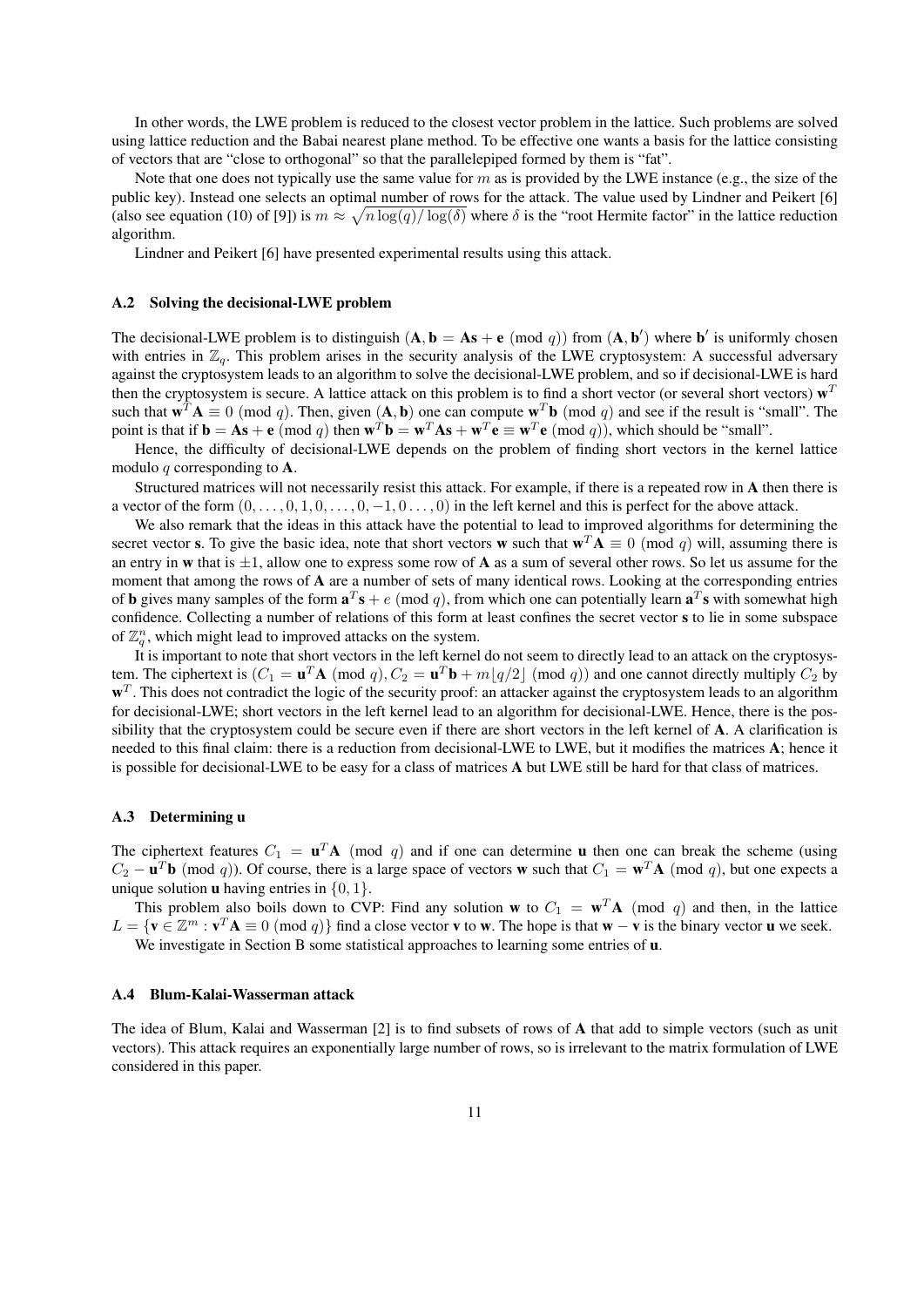In other words, the LWE problem is reduced to the closest vector problem in the lattice. Such problems are solved using lattice reduction and the Babai nearest plane method. To be effective one wants a basis for the lattice consisting of vectors that are "close to orthogonal" so that the parallelepiped formed by them is "fat".

Note that one does not typically use the same value for $m$ as is provided by the LWE instance (e.g., the size of the public key). Instead one selects an optimal number of rows for the attack. The value used by Lindner and Peikert [6] (also see equation (10) of [9]) is $m \approx \sqrt{n \log(q)/\log(\delta)}$ where $\delta$ is the "root Hermite factor" in the lattice reduction algorithm.

Lindner and Peikert [6] have presented experimental results using this attack.

### A.2 Solving the decisional-LWE problem

The decisional-LWE problem is to distinguish $(\mathbf{A}, \mathbf{b} = \mathbf{A}\mathbf{s} + \mathbf{e} \pmod{q})$ from $(\mathbf{A}, \mathbf{b}')$ where $\mathbf{b}'$ is uniformly chosen with entries in $\mathbb{Z}_q$. This problem arises in the security analysis of the LWE cryptosystem: A successful adversary against the cryptosystem leads to an algorithm to solve the decisional-LWE problem, and so if decisional-LWE is hard then the cryptosystem is secure. A lattice attack on this problem is to find a short vector (or several short vectors) $\mathbf{w}^T$ such that $\mathbf{w}^T\mathbf{A} \equiv 0 \pmod{q}$. Then, given $(\mathbf{A}, \mathbf{b})$ one can compute $\mathbf{w}^T\mathbf{b} \pmod{q}$ and see if the result is "small". The point is that if $\mathbf{b} = \mathbf{A}\mathbf{s} + \mathbf{e} \pmod{q}$ then $\mathbf{w}^T\mathbf{b} = \mathbf{w}^T\mathbf{A}\mathbf{s} + \mathbf{w}^T\mathbf{e} \equiv \mathbf{w}^T\mathbf{e} \pmod{q}$), which should be "small".

Hence, the difficulty of decisional-LWE depends on the problem of finding short vectors in the kernel lattice modulo $q$ corresponding to $\mathbf{A}$.

Structured matrices will not necessarily resist this attack. For example, if there is a repeated row in $\mathbf{A}$ then there is a vector of the form $(0, \dots, 0, 1, 0, \dots, 0, -1, 0 \dots, 0)$ in the left kernel and this is perfect for the above attack.

We also remark that the ideas in this attack have the potential to lead to improved algorithms for determining the secret vector $\mathbf{s}$. To give the basic idea, note that short vectors $\mathbf{w}$ such that $\mathbf{w}^T\mathbf{A} \equiv 0 \pmod{q}$ will, assuming there is an entry in $\mathbf{w}$ that is $\pm 1$, allow one to express some row of $\mathbf{A}$ as a sum of several other rows. So let us assume for the moment that among the rows of $\mathbf{A}$ are a number of sets of many identical rows. Looking at the corresponding entries of $\mathbf{b}$ gives many samples of the form $\mathbf{a}^T\mathbf{s} + e \pmod{q}$, from which one can potentially learn $\mathbf{a}^T\mathbf{s}$ with somewhat high confidence. Collecting a number of relations of this form at least confines the secret vector $\mathbf{s}$ to lie in some subspace of $\mathbb{Z}_q^n$, which might lead to improved attacks on the system.

It is important to note that short vectors in the left kernel do not seem to directly lead to an attack on the cryptosystem. The ciphertext is $(C_1 = \mathbf{u}^T\mathbf{A} \pmod{q}, C_2 = \mathbf{u}^T\mathbf{b} + m\lfloor q/2 \rfloor \pmod{q})$ and one cannot directly multiply $C_2$ by $\mathbf{w}^T$. This does not contradict the logic of the security proof: an attacker against the cryptosystem leads to an algorithm for decisional-LWE; short vectors in the left kernel lead to an algorithm for decisional-LWE. Hence, there is the possibility that the cryptosystem could be secure even if there are short vectors in the left kernel of $\mathbf{A}$. A clarification is needed to this final claim: there is a reduction from decisional-LWE to LWE, but it modifies the matrices $\mathbf{A}$; hence it is possible for decisional-LWE to be easy for a class of matrices $\mathbf{A}$ but LWE still be hard for that class of matrices.

### A.3 Determining u

The ciphertext features $C_1 = \mathbf{u}^T\mathbf{A} \pmod{q}$ and if one can determine $\mathbf{u}$ then one can break the scheme (using $C_2 - \mathbf{u}^T\mathbf{b} \pmod{q}$). Of course, there is a large space of vectors $\mathbf{w}$ such that $C_1 = \mathbf{w}^T\mathbf{A} \pmod{q}$, but one expects a unique solution $\mathbf{u}$ having entries in $\{0, 1\}$.

This problem also boils down to CVP: Find any solution $\mathbf{w}$ to $C_1 = \mathbf{w}^T\mathbf{A} \pmod{q}$ and then, in the lattice $L = \{\mathbf{v} \in \mathbb{Z}^m : \mathbf{v}^T\mathbf{A} \equiv 0 \pmod{q}\}$ find a close vector $\mathbf{v}$ to $\mathbf{w}$. The hope is that $\mathbf{w} - \mathbf{v}$ is the binary vector $\mathbf{u}$ we seek.

We investigate in Section B some statistical approaches to learning some entries of $\mathbf{u}$.

### A.4 Blum-Kalai-Wasserman attack

The idea of Blum, Kalai and Wasserman [2] is to find subsets of rows of $\mathbf{A}$ that add to simple vectors (such as unit vectors). This attack requires an exponentially large number of rows, so is irrelevant to the matrix formulation of LWE considered in this paper.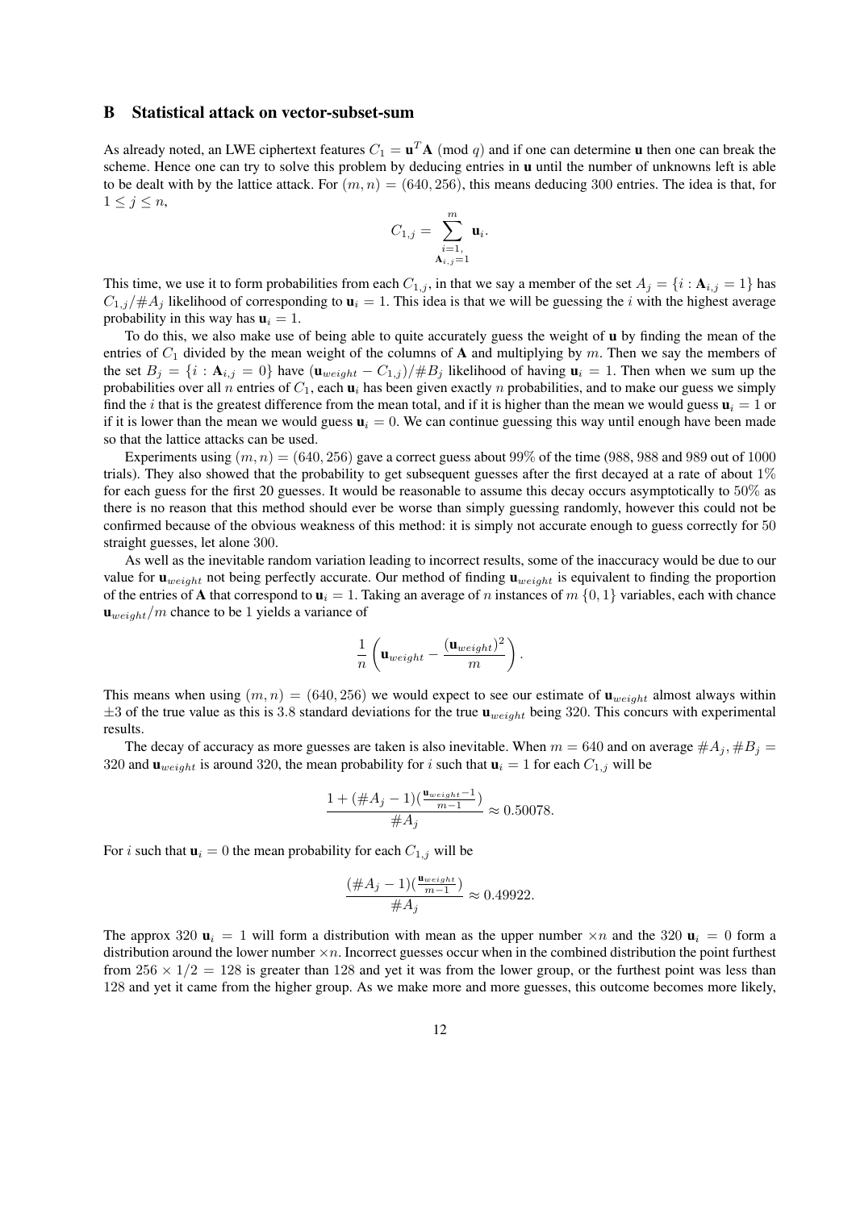## B Statistical attack on vector-subset-sum

As already noted, an LWE ciphertext features $C_1 = \mathbf{u}^T\mathbf{A} \pmod q$ and if one can determine $\mathbf{u}$ then one can break the scheme. Hence one can try to solve this problem by deducing entries in $\mathbf{u}$ until the number of unknowns left is able to be dealt with by the lattice attack. For $(m, n) = (640, 256)$, this means deducing 300 entries. The idea is that, for $1 \leq j \leq n$,

$$C_{1,j} = \sum_{\substack{i=1, \\ \mathbf{A}_{i,j}=1}}^{m} \mathbf{u}_i.$$

This time, we use it to form probabilities from each $C_{1,j}$, in that we say a member of the set $A_j = \{i : \mathbf{A}_{i,j} = 1\}$ has $C_{1,j}/\#A_j$ likelihood of corresponding to $\mathbf{u}_i = 1$. This idea is that we will be guessing the $i$ with the highest average probability in this way has $\mathbf{u}_i = 1$.

To do this, we also make use of being able to quite accurately guess the weight of $\mathbf{u}$ by finding the mean of the entries of $C_1$ divided by the mean weight of the columns of $\mathbf{A}$ and multiplying by $m$. Then we say the members of the set $B_j = \{i : \mathbf{A}_{i,j} = 0\}$ have $(\mathbf{u}_{weight} - C_{1,j})/\#B_j$ likelihood of having $\mathbf{u}_i = 1$. Then when we sum up the probabilities over all $n$ entries of $C_1$, each $\mathbf{u}_i$ has been given exactly $n$ probabilities, and to make our guess we simply find the $i$ that is the greatest difference from the mean total, and if it is higher than the mean we would guess $\mathbf{u}_i = 1$ or if it is lower than the mean we would guess $\mathbf{u}_i = 0$. We can continue guessing this way until enough have been made so that the lattice attacks can be used.

Experiments using $(m, n) = (640, 256)$ gave a correct guess about 99% of the time (988, 988 and 989 out of 1000 trials). They also showed that the probability to get subsequent guesses after the first decayed at a rate of about 1% for each guess for the first 20 guesses. It would be reasonable to assume this decay occurs asymptotically to 50% as there is no reason that this method should ever be worse than simply guessing randomly, however this could not be confirmed because of the obvious weakness of this method: it is simply not accurate enough to guess correctly for 50 straight guesses, let alone 300.

As well as the inevitable random variation leading to incorrect results, some of the inaccuracy would be due to our value for $\mathbf{u}_{weight}$ not being perfectly accurate. Our method of finding $\mathbf{u}_{weight}$ is equivalent to finding the proportion of the entries of $\mathbf{A}$ that correspond to $\mathbf{u}_i = 1$. Taking an average of $n$ instances of $m$ $\{0, 1\}$ variables, each with chance $\mathbf{u}_{weight}/m$ chance to be 1 yields a variance of

$$\frac{1}{n}\left(\mathbf{u}_{weight} - \frac{(\mathbf{u}_{weight})^2}{m}\right).$$

This means when using $(m, n) = (640, 256)$ we would expect to see our estimate of $\mathbf{u}_{weight}$ almost always within $\pm 3$ of the true value as this is 3.8 standard deviations for the true $\mathbf{u}_{weight}$ being 320. This concurs with experimental results.

The decay of accuracy as more guesses are taken is also inevitable. When $m = 640$ and on average $\#A_j, \#B_j = 320$ and $\mathbf{u}_{weight}$ is around 320, the mean probability for $i$ such that $\mathbf{u}_i = 1$ for each $C_{1,j}$ will be

$$\frac{1 + (\#A_j - 1)(\frac{\mathbf{u}_{weight}-1}{m-1})}{\#A_j} \approx 0.50078.$$

For $i$ such that $\mathbf{u}_i = 0$ the mean probability for each $C_{1,j}$ will be

$$\frac{(\#A_j - 1)(\frac{\mathbf{u}_{weight}}{m-1})}{\#A_j} \approx 0.49922.$$

The approx 320 $\mathbf{u}_i = 1$ will form a distribution with mean as the upper number $\times n$ and the 320 $\mathbf{u}_i = 0$ form a distribution around the lower number $\times n$. Incorrect guesses occur when in the combined distribution the point furthest from $256 \times 1/2 = 128$ is greater than 128 and yet it was from the lower group, or the furthest point was less than 128 and yet it came from the higher group. As we make more and more guesses, this outcome becomes more likely,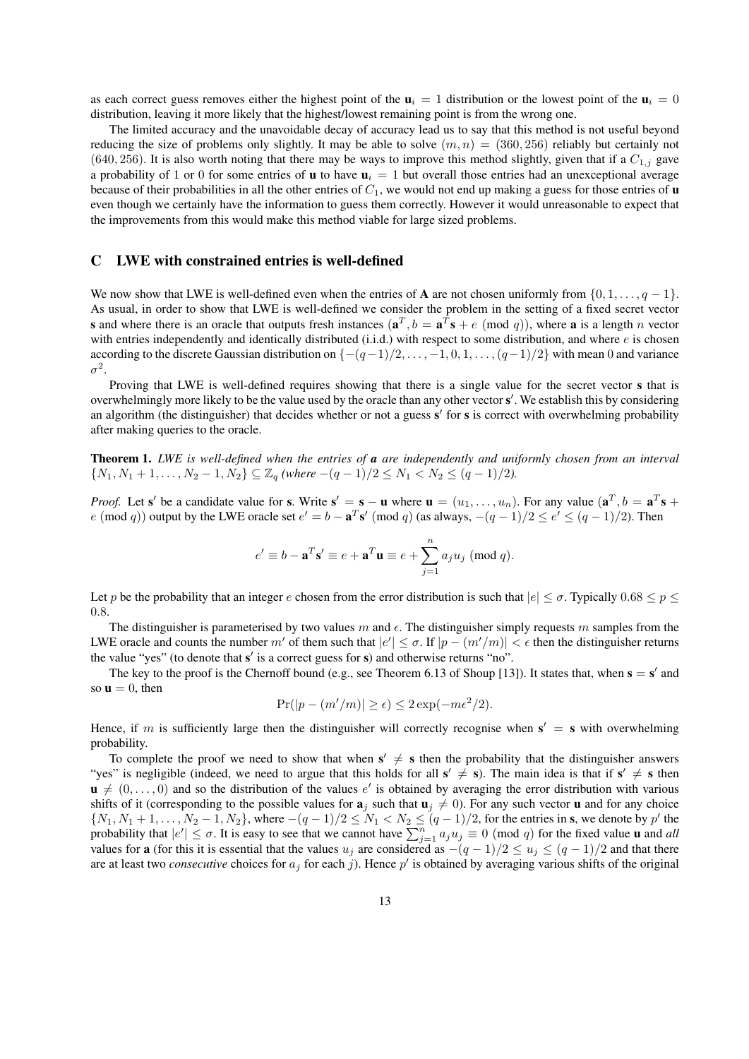as each correct guess removes either the highest point of the $\mathbf{u}_i = 1$ distribution or the lowest point of the $\mathbf{u}_i = 0$ distribution, leaving it more likely that the highest/lowest remaining point is from the wrong one.

The limited accuracy and the unavoidable decay of accuracy lead us to say that this method is not useful beyond reducing the size of problems only slightly. It may be able to solve $(m, n) = (360, 256)$ reliably but certainly not $(640, 256)$. It is also worth noting that there may be ways to improve this method slightly, given that if a $C_{1,j}$ gave a probability of 1 or 0 for some entries of $\mathbf{u}$ to have $\mathbf{u}_i = 1$ but overall those entries had an unexceptional average because of their probabilities in all the other entries of $C_1$, we would not end up making a guess for those entries of $\mathbf{u}$ even though we certainly have the information to guess them correctly. However it would unreasonable to expect that the improvements from this would make this method viable for large sized problems.

## C LWE with constrained entries is well-defined

We now show that LWE is well-defined even when the entries of $\mathbf{A}$ are not chosen uniformly from $\{0, 1, \ldots, q-1\}$. As usual, in order to show that LWE is well-defined we consider the problem in the setting of a fixed secret vector $\mathbf{s}$ and where there is an oracle that outputs fresh instances $(\mathbf{a}^T, b = \mathbf{a}^T\mathbf{s} + e \pmod q)$, where $\mathbf{a}$ is a length $n$ vector with entries independently and identically distributed (i.i.d.) with respect to some distribution, and where $e$ is chosen according to the discrete Gaussian distribution on $\{-(q-1)/2, \ldots, -1, 0, 1, \ldots, (q-1)/2\}$ with mean 0 and variance $\sigma^2$.

Proving that LWE is well-defined requires showing that there is a single value for the secret vector $\mathbf{s}$ that is overwhelmingly more likely to be the value used by the oracle than any other vector $\mathbf{s}'$. We establish this by considering an algorithm (the distinguisher) that decides whether or not a guess $\mathbf{s}'$ for $\mathbf{s}$ is correct with overwhelming probability after making queries to the oracle.

**Theorem 1.** *LWE is well-defined when the entries of $\mathbf{a}$ are independently and uniformly chosen from an interval $\{N_1, N_1+1, \ldots, N_2-1, N_2\} \subseteq \mathbb{Z}_q$ (where $-(q-1)/2 \leq N_1 < N_2 \leq (q-1)/2$).*

*Proof.* Let $\mathbf{s}'$ be a candidate value for $\mathbf{s}$. Write $\mathbf{s}' = \mathbf{s} - \mathbf{u}$ where $\mathbf{u} = (u_1, \ldots, u_n)$. For any value $(\mathbf{a}^T, b = \mathbf{a}^T\mathbf{s} + e \pmod q)$ output by the LWE oracle set $e' = b - \mathbf{a}^T\mathbf{s}' \pmod q$ (as always, $-(q-1)/2 \leq e' \leq (q-1)/2$). Then

$$e' \equiv b - \mathbf{a}^T\mathbf{s}' \equiv e + \mathbf{a}^T\mathbf{u} \equiv e + \sum_{j=1}^{n} a_j u_j \pmod q.$$

Let $p$ be the probability that an integer $e$ chosen from the error distribution is such that $|e| \leq \sigma$. Typically $0.68 \leq p \leq 0.8$.

The distinguisher is parameterised by two values $m$ and $\epsilon$. The distinguisher simply requests $m$ samples from the LWE oracle and counts the number $m'$ of them such that $|e'| \leq \sigma$. If $|p - (m'/m)| < \epsilon$ then the distinguisher returns the value "yes" (to denote that $\mathbf{s}'$ is a correct guess for $\mathbf{s}$) and otherwise returns "no".

The key to the proof is the Chernoff bound (e.g., see Theorem 6.13 of Shoup [13]). It states that, when $\mathbf{s} = \mathbf{s}'$ and so $\mathbf{u} = 0$, then

$$\Pr(|p - (m'/m)| \geq \epsilon) \leq 2\exp(-m\epsilon^2/2).$$

Hence, if $m$ is sufficiently large then the distinguisher will correctly recognise when $\mathbf{s}' = \mathbf{s}$ with overwhelming probability.

To complete the proof we need to show that when $\mathbf{s}' \neq \mathbf{s}$ then the probability that the distinguisher answers "yes" is negligible (indeed, we need to argue that this holds for all $\mathbf{s}' \neq \mathbf{s}$). The main idea is that if $\mathbf{s}' \neq \mathbf{s}$ then $\mathbf{u} \neq (0, \ldots, 0)$ and so the distribution of the values $e'$ is obtained by averaging the error distribution with various shifts of it (corresponding to the possible values for $\mathbf{a}_j$ such that $\mathbf{u}_j \neq 0$). For any such vector $\mathbf{u}$ and for any choice $\{N_1, N_1+1, \ldots, N_2-1, N_2\}$, where $-(q-1)/2 \leq N_1 < N_2 \leq (q-1)/2$, for the entries in $\mathbf{s}$, we denote by $p'$ the probability that $|e'| \leq \sigma$. It is easy to see that we cannot have $\sum_{j=1}^{n} a_j u_j \equiv 0 \pmod q$ for the fixed value $\mathbf{u}$ and *all* values for $\mathbf{a}$ (for this it is essential that the values $u_j$ are considered as $-(q-1)/2 \leq u_j \leq (q-1)/2$ and that there are at least two *consecutive* choices for $a_j$ for each $j$). Hence $p'$ is obtained by averaging various shifts of the original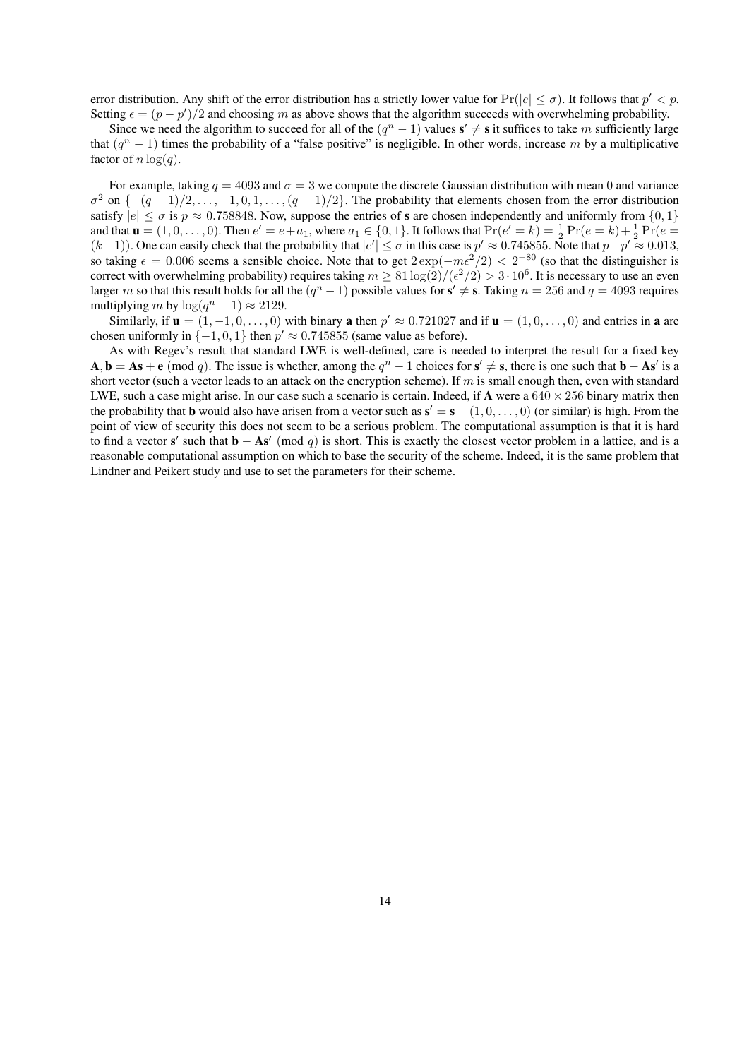error distribution. Any shift of the error distribution has a strictly lower value for $\Pr(|e| \leq \sigma)$. It follows that $p' < p$. Setting $\epsilon = (p - p')/2$ and choosing $m$ as above shows that the algorithm succeeds with overwhelming probability.

Since we need the algorithm to succeed for all of the $(q^n - 1)$ values $\mathbf{s}' \neq \mathbf{s}$ it suffices to take $m$ sufficiently large that $(q^n - 1)$ times the probability of a "false positive" is negligible. In other words, increase $m$ by a multiplicative factor of $n \log(q)$.

For example, taking $q = 4093$ and $\sigma = 3$ we compute the discrete Gaussian distribution with mean $0$ and variance $\sigma^2$ on $\{-(q-1)/2, \ldots, -1, 0, 1, \ldots, (q-1)/2\}$. The probability that elements chosen from the error distribution satisfy $|e| \leq \sigma$ is $p \approx 0.758848$. Now, suppose the entries of $\mathbf{s}$ are chosen independently and uniformly from $\{0, 1\}$ and that $\mathbf{u} = (1, 0, \ldots, 0)$. Then $e' = e + a_1$, where $a_1 \in \{0, 1\}$. It follows that $\Pr(e' = k) = \frac{1}{2}\Pr(e = k) + \frac{1}{2}\Pr(e = (k-1))$. One can easily check that the probability that $|e'| \leq \sigma$ in this case is $p' \approx 0.745855$. Note that $p - p' \approx 0.013$, so taking $\epsilon = 0.006$ seems a sensible choice. Note that to get $2\exp(-m\epsilon^2/2) < 2^{-80}$ (so that the distinguisher is correct with overwhelming probability) requires taking $m \geq 81\log(2)/(\epsilon^2/2) > 3 \cdot 10^6$. It is necessary to use an even larger $m$ so that this result holds for all the $(q^n - 1)$ possible values for $\mathbf{s}' \neq \mathbf{s}$. Taking $n = 256$ and $q = 4093$ requires multiplying $m$ by $\log(q^n - 1) \approx 2129$.

Similarly, if $\mathbf{u} = (1, -1, 0, \ldots, 0)$ with binary $\mathbf{a}$ then $p' \approx 0.721027$ and if $\mathbf{u} = (1, 0, \ldots, 0)$ and entries in $\mathbf{a}$ are chosen uniformly in $\{-1, 0, 1\}$ then $p' \approx 0.745855$ (same value as before).

As with Regev's result that standard LWE is well-defined, care is needed to interpret the result for a fixed key $\mathbf{A}, \mathbf{b} = \mathbf{A}\mathbf{s} + \mathbf{e} \pmod{q}$. The issue is whether, among the $q^n - 1$ choices for $\mathbf{s}' \neq \mathbf{s}$, there is one such that $\mathbf{b} - \mathbf{A}\mathbf{s}'$ is a short vector (such a vector leads to an attack on the encryption scheme). If $m$ is small enough then, even with standard LWE, such a case might arise. In our case such a scenario is certain. Indeed, if $\mathbf{A}$ were a $640 \times 256$ binary matrix then the probability that $\mathbf{b}$ would also have arisen from a vector such as $\mathbf{s}' = \mathbf{s} + (1, 0, \ldots, 0)$ (or similar) is high. From the point of view of security this does not seem to be a serious problem. The computational assumption is that it is hard to find a vector $\mathbf{s}'$ such that $\mathbf{b} - \mathbf{A}\mathbf{s}' \pmod{q}$ is short. This is exactly the closest vector problem in a lattice, and is a reasonable computational assumption on which to base the security of the scheme. Indeed, it is the same problem that Lindner and Peikert study and use to set the parameters for their scheme.